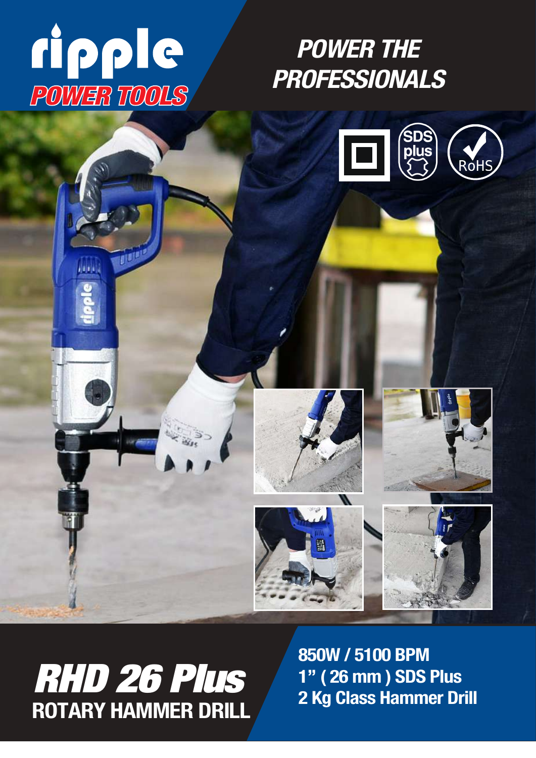# ripple POWER TOOLS

## POWER THE PROFESSIONALS

SDS plus

RoHS

# RHD 26 Plus

## ROTARY HAMMER DRILL

**850W / 5100 BPM**
**1" ( 26 mm ) SDS Plus**
**2 Kg Class Hammer Drill**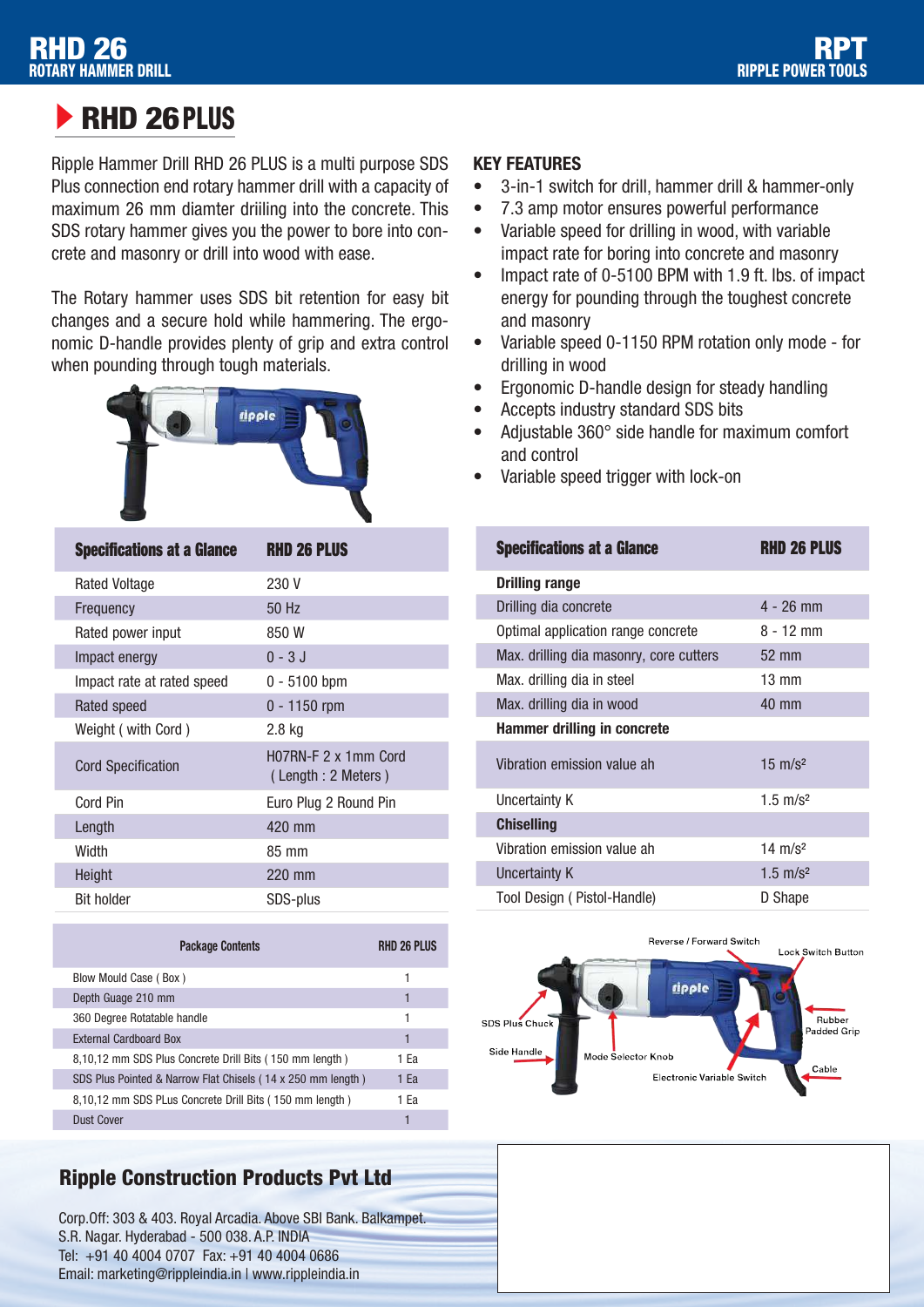# RHD 26 PLUS

Ripple Hammer Drill RHD 26 PLUS is a multi purpose SDS Plus connection end rotary hammer drill with a capacity of maximum 26 mm diamter driiling into the concrete. This SDS rotary hammer gives you the power to bore into concrete and masonry or drill into wood with ease.

The Rotary hammer uses SDS bit retention for easy bit changes and a secure hold while hammering. The ergonomic D-handle provides plenty of grip and extra control when pounding through tough materials.

## KEY FEATURES

- 3-in-1 switch for drill, hammer drill & hammer-only
- 7.3 amp motor ensures powerful performance
- Variable speed for drilling in wood, with variable impact rate for boring into concrete and masonry
- Impact rate of 0-5100 BPM with 1.9 ft. lbs. of impact energy for pounding through the toughest concrete and masonry
- Variable speed 0-1150 RPM rotation only mode - for drilling in wood
- Ergonomic D-handle design for steady handling
- Accepts industry standard SDS bits
- Adjustable 360° side handle for maximum comfort and control
- Variable speed trigger with lock-on

| Specifications at a Glance | RHD 26 PLUS |
|---|---|
| Rated Voltage | 230 V |
| Frequency | 50 Hz |
| Rated power input | 850 W |
| Impact energy | 0 - 3 J |
| Impact rate at rated speed | 0 - 5100 bpm |
| Rated speed | 0 - 1150 rpm |
| Weight ( with Cord ) | 2.8 kg |
| Cord Specification | H07RN-F 2 x 1mm Cord ( Length : 2 Meters ) |
| Cord Pin | Euro Plug 2 Round Pin |
| Length | 420 mm |
| Width | 85 mm |
| Height | 220 mm |
| Bit holder | SDS-plus |

| Specifications at a Glance | RHD 26 PLUS |
|---|---|
| **Drilling range** | |
| Drilling dia concrete | 4 - 26 mm |
| Optimal application range concrete | 8 - 12 mm |
| Max. drilling dia masonry, core cutters | 52 mm |
| Max. drilling dia in steel | 13 mm |
| Max. drilling dia in wood | 40 mm |
| **Hammer drilling in concrete** | |
| Vibration emission value ah | 15 m/s² |
| Uncertainty K | 1.5 m/s² |
| **Chiselling** | |
| Vibration emission value ah | 14 m/s² |
| Uncertainty K | 1.5 m/s² |
| Tool Design ( Pistol-Handle) | D Shape |

| Package Contents | RHD 26 PLUS |
|---|---|
| Blow Mould Case ( Box ) | 1 |
| Depth Guage 210 mm | 1 |
| 360 Degree Rotatable handle | 1 |
| External Cardboard Box | 1 |
| 8,10,12 mm SDS Plus Concrete Drill Bits ( 150 mm length ) | 1 Ea |
| SDS Plus Pointed & Narrow Flat Chisels ( 14 x 250 mm length ) | 1 Ea |
| 8,10,12 mm SDS PLus Concrete Drill Bits ( 150 mm length ) | 1 Ea |
| Dust Cover | 1 |

Reverse / Forward Switch
Lock Switch Button
SDS Plus Chuck
Rubber Padded Grip
Side Handle
Mode Selector Knob
Cable
Electronic Variable Switch

## Ripple Construction Products Pvt Ltd

Corp.Off: 303 & 403. Royal Arcadia. Above SBI Bank. Balkampet.
S.R. Nagar. Hyderabad - 500 038. A.P. INDIA
Tel: +91 40 4004 0707 Fax: +91 40 4004 0686
Email: marketing@rippleindia.in | www.rippleindia.in